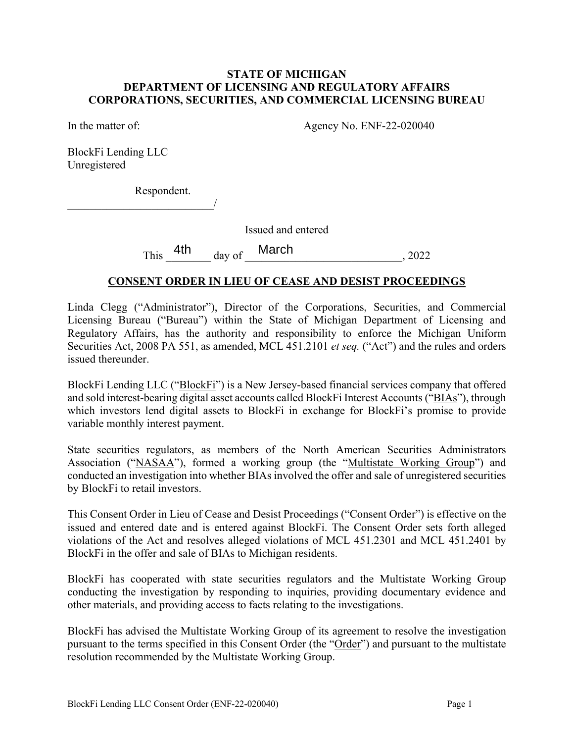**STATE OF MICHIGAN**
**DEPARTMENT OF LICENSING AND REGULATORY AFFAIRS**
**CORPORATIONS, SECURITIES, AND COMMERCIAL LICENSING BUREAU**

In the matter of: Agency No. ENF-22-020040

BlockFi Lending LLC
Unregistered

Respondent.
_________________________/

Issued and entered

This 4th day of March, 2022

## CONSENT ORDER IN LIEU OF CEASE AND DESIST PROCEEDINGS

Linda Clegg ("Administrator"), Director of the Corporations, Securities, and Commercial Licensing Bureau ("Bureau") within the State of Michigan Department of Licensing and Regulatory Affairs, has the authority and responsibility to enforce the Michigan Uniform Securities Act, 2008 PA 551, as amended, MCL 451.2101 *et seq.* ("Act") and the rules and orders issued thereunder.

BlockFi Lending LLC ("BlockFi") is a New Jersey-based financial services company that offered and sold interest-bearing digital asset accounts called BlockFi Interest Accounts ("BIAs"), through which investors lend digital assets to BlockFi in exchange for BlockFi's promise to provide variable monthly interest payment.

State securities regulators, as members of the North American Securities Administrators Association ("NASAA"), formed a working group (the "Multistate Working Group") and conducted an investigation into whether BIAs involved the offer and sale of unregistered securities by BlockFi to retail investors.

This Consent Order in Lieu of Cease and Desist Proceedings ("Consent Order") is effective on the issued and entered date and is entered against BlockFi. The Consent Order sets forth alleged violations of the Act and resolves alleged violations of MCL 451.2301 and MCL 451.2401 by BlockFi in the offer and sale of BIAs to Michigan residents.

BlockFi has cooperated with state securities regulators and the Multistate Working Group conducting the investigation by responding to inquiries, providing documentary evidence and other materials, and providing access to facts relating to the investigations.

BlockFi has advised the Multistate Working Group of its agreement to resolve the investigation pursuant to the terms specified in this Consent Order (the "Order") and pursuant to the multistate resolution recommended by the Multistate Working Group.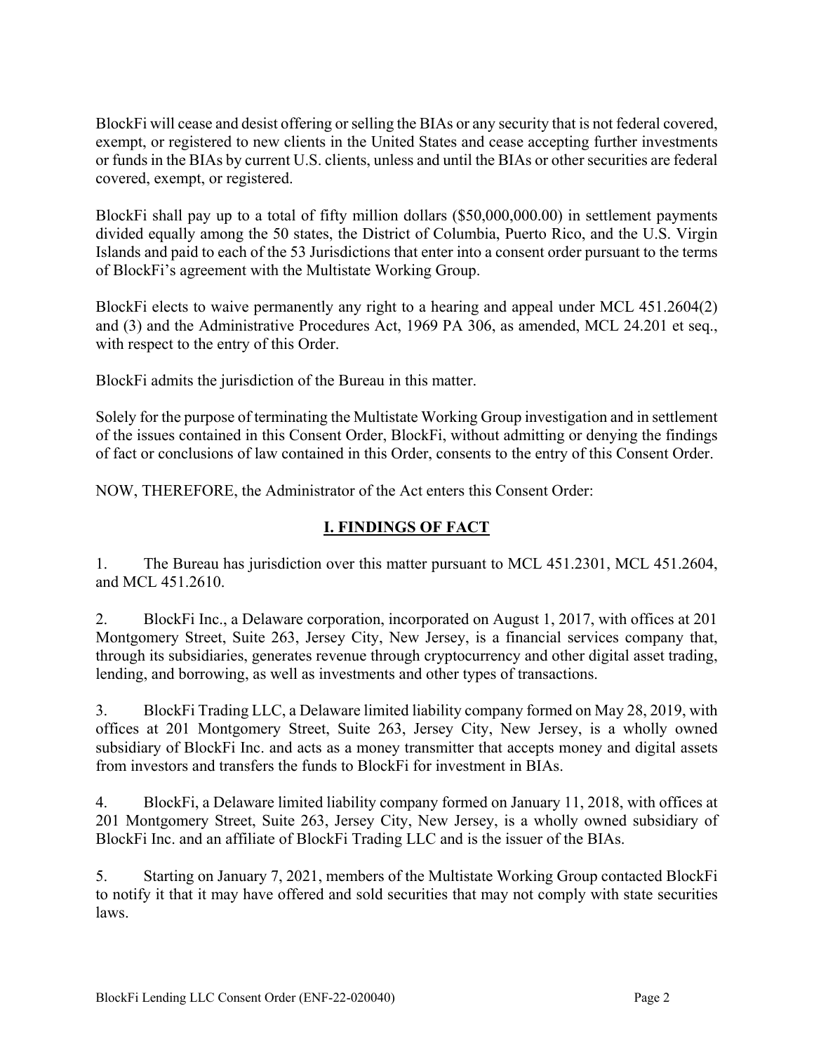BlockFi will cease and desist offering or selling the BIAs or any security that is not federal covered, exempt, or registered to new clients in the United States and cease accepting further investments or funds in the BIAs by current U.S. clients, unless and until the BIAs or other securities are federal covered, exempt, or registered.

BlockFi shall pay up to a total of fifty million dollars ($50,000,000.00) in settlement payments divided equally among the 50 states, the District of Columbia, Puerto Rico, and the U.S. Virgin Islands and paid to each of the 53 Jurisdictions that enter into a consent order pursuant to the terms of BlockFi's agreement with the Multistate Working Group.

BlockFi elects to waive permanently any right to a hearing and appeal under MCL 451.2604(2) and (3) and the Administrative Procedures Act, 1969 PA 306, as amended, MCL 24.201 et seq., with respect to the entry of this Order.

BlockFi admits the jurisdiction of the Bureau in this matter.

Solely for the purpose of terminating the Multistate Working Group investigation and in settlement of the issues contained in this Consent Order, BlockFi, without admitting or denying the findings of fact or conclusions of law contained in this Order, consents to the entry of this Consent Order.

NOW, THEREFORE, the Administrator of the Act enters this Consent Order:

## I. FINDINGS OF FACT

1. The Bureau has jurisdiction over this matter pursuant to MCL 451.2301, MCL 451.2604, and MCL 451.2610.

2. BlockFi Inc., a Delaware corporation, incorporated on August 1, 2017, with offices at 201 Montgomery Street, Suite 263, Jersey City, New Jersey, is a financial services company that, through its subsidiaries, generates revenue through cryptocurrency and other digital asset trading, lending, and borrowing, as well as investments and other types of transactions.

3. BlockFi Trading LLC, a Delaware limited liability company formed on May 28, 2019, with offices at 201 Montgomery Street, Suite 263, Jersey City, New Jersey, is a wholly owned subsidiary of BlockFi Inc. and acts as a money transmitter that accepts money and digital assets from investors and transfers the funds to BlockFi for investment in BIAs.

4. BlockFi, a Delaware limited liability company formed on January 11, 2018, with offices at 201 Montgomery Street, Suite 263, Jersey City, New Jersey, is a wholly owned subsidiary of BlockFi Inc. and an affiliate of BlockFi Trading LLC and is the issuer of the BIAs.

5. Starting on January 7, 2021, members of the Multistate Working Group contacted BlockFi to notify it that it may have offered and sold securities that may not comply with state securities laws.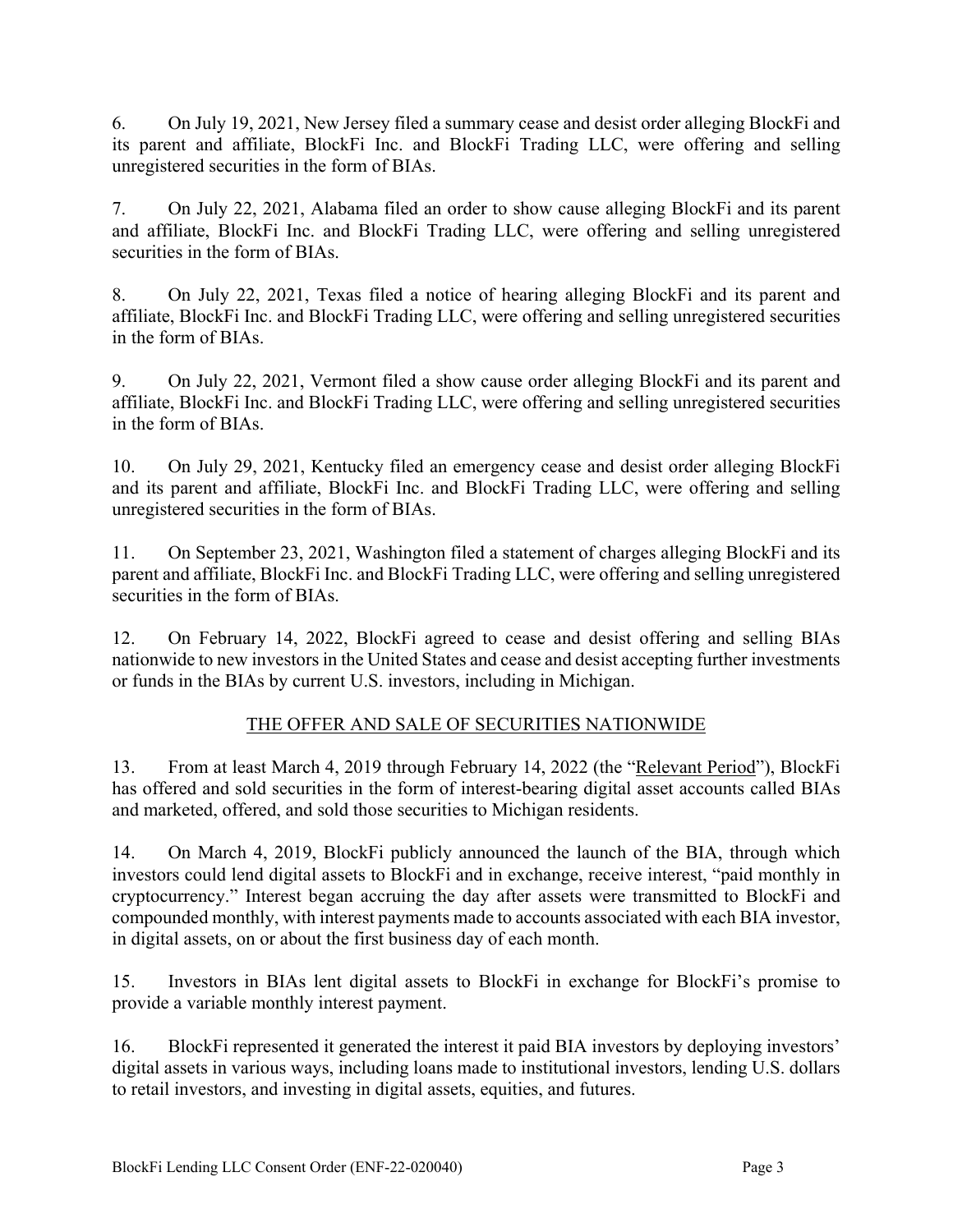6. On July 19, 2021, New Jersey filed a summary cease and desist order alleging BlockFi and its parent and affiliate, BlockFi Inc. and BlockFi Trading LLC, were offering and selling unregistered securities in the form of BIAs.

7. On July 22, 2021, Alabama filed an order to show cause alleging BlockFi and its parent and affiliate, BlockFi Inc. and BlockFi Trading LLC, were offering and selling unregistered securities in the form of BIAs.

8. On July 22, 2021, Texas filed a notice of hearing alleging BlockFi and its parent and affiliate, BlockFi Inc. and BlockFi Trading LLC, were offering and selling unregistered securities in the form of BIAs.

9. On July 22, 2021, Vermont filed a show cause order alleging BlockFi and its parent and affiliate, BlockFi Inc. and BlockFi Trading LLC, were offering and selling unregistered securities in the form of BIAs.

10. On July 29, 2021, Kentucky filed an emergency cease and desist order alleging BlockFi and its parent and affiliate, BlockFi Inc. and BlockFi Trading LLC, were offering and selling unregistered securities in the form of BIAs.

11. On September 23, 2021, Washington filed a statement of charges alleging BlockFi and its parent and affiliate, BlockFi Inc. and BlockFi Trading LLC, were offering and selling unregistered securities in the form of BIAs.

12. On February 14, 2022, BlockFi agreed to cease and desist offering and selling BIAs nationwide to new investors in the United States and cease and desist accepting further investments or funds in the BIAs by current U.S. investors, including in Michigan.

## THE OFFER AND SALE OF SECURITIES NATIONWIDE

13. From at least March 4, 2019 through February 14, 2022 (the "Relevant Period"), BlockFi has offered and sold securities in the form of interest-bearing digital asset accounts called BIAs and marketed, offered, and sold those securities to Michigan residents.

14. On March 4, 2019, BlockFi publicly announced the launch of the BIA, through which investors could lend digital assets to BlockFi and in exchange, receive interest, "paid monthly in cryptocurrency." Interest began accruing the day after assets were transmitted to BlockFi and compounded monthly, with interest payments made to accounts associated with each BIA investor, in digital assets, on or about the first business day of each month.

15. Investors in BIAs lent digital assets to BlockFi in exchange for BlockFi's promise to provide a variable monthly interest payment.

16. BlockFi represented it generated the interest it paid BIA investors by deploying investors' digital assets in various ways, including loans made to institutional investors, lending U.S. dollars to retail investors, and investing in digital assets, equities, and futures.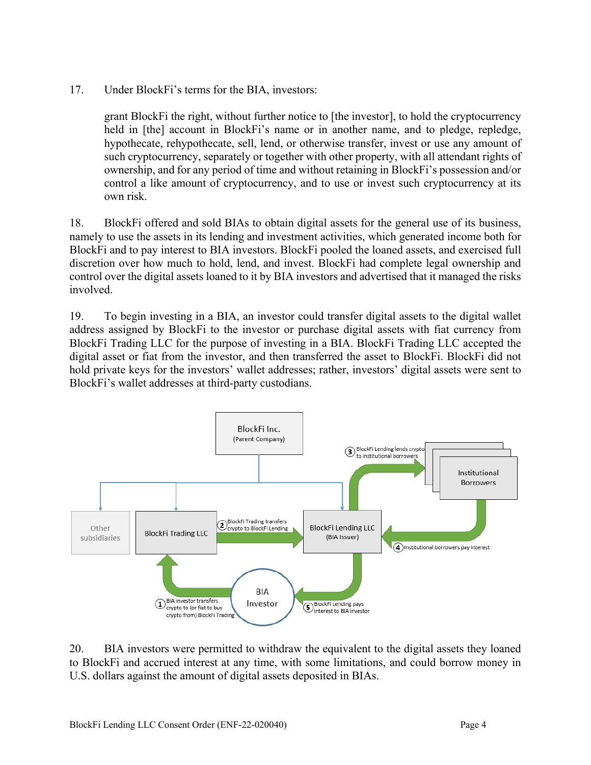17. Under BlockFi's terms for the BIA, investors:

> grant BlockFi the right, without further notice to [the investor], to hold the cryptocurrency held in [the] account in BlockFi's name or in another name, and to pledge, repledge, hypothecate, rehypothecate, sell, lend, or otherwise transfer, invest or use any amount of such cryptocurrency, separately or together with other property, with all attendant rights of ownership, and for any period of time and without retaining in BlockFi's possession and/or control a like amount of cryptocurrency, and to use or invest such cryptocurrency at its own risk.

18. BlockFi offered and sold BIAs to obtain digital assets for the general use of its business, namely to use the assets in its lending and investment activities, which generated income both for BlockFi and to pay interest to BIA investors. BlockFi pooled the loaned assets, and exercised full discretion over how much to hold, lend, and invest. BlockFi had complete legal ownership and control over the digital assets loaned to it by BIA investors and advertised that it managed the risks involved.

19. To begin investing in a BIA, an investor could transfer digital assets to the digital wallet address assigned by BlockFi to the investor or purchase digital assets with fiat currency from BlockFi Trading LLC for the purpose of investing in a BIA. BlockFi Trading LLC accepted the digital asset or fiat from the investor, and then transferred the asset to BlockFi. BlockFi did not hold private keys for the investors' wallet addresses; rather, investors' digital assets were sent to BlockFi's wallet addresses at third-party custodians.

BlockFi Inc. (Parent Company)

Other subsidiaries | BlockFi Trading LLC | BlockFi Lending LLC (BIA Issuer) | Institutional Borrowers | BIA Investor

1. BIA investor transfers crypto to (or fiat to buy crypto from) BlockFi Trading
2. BlockFi Trading transfers crypto to BlockFi Lending
3. BlockFi Lending lends crypto to institutional borrowers
4. Institutional borrowers pay interest
5. BlockFi Lending pays interest to BIA investor

20. BIA investors were permitted to withdraw the equivalent to the digital assets they loaned to BlockFi and accrued interest at any time, with some limitations, and could borrow money in U.S. dollars against the amount of digital assets deposited in BIAs.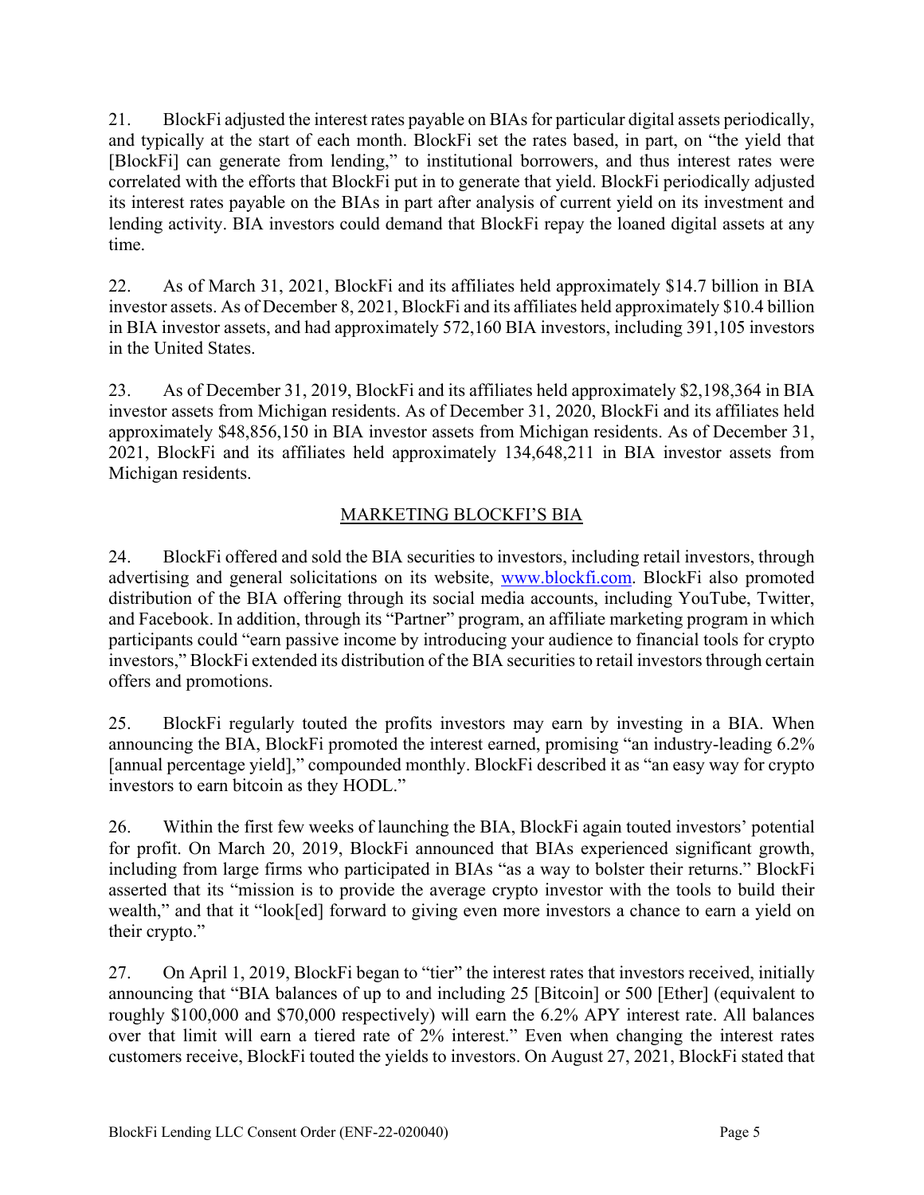21. BlockFi adjusted the interest rates payable on BIAs for particular digital assets periodically, and typically at the start of each month. BlockFi set the rates based, in part, on "the yield that [BlockFi] can generate from lending," to institutional borrowers, and thus interest rates were correlated with the efforts that BlockFi put in to generate that yield. BlockFi periodically adjusted its interest rates payable on the BIAs in part after analysis of current yield on its investment and lending activity. BIA investors could demand that BlockFi repay the loaned digital assets at any time.

22. As of March 31, 2021, BlockFi and its affiliates held approximately $14.7 billion in BIA investor assets. As of December 8, 2021, BlockFi and its affiliates held approximately $10.4 billion in BIA investor assets, and had approximately 572,160 BIA investors, including 391,105 investors in the United States.

23. As of December 31, 2019, BlockFi and its affiliates held approximately $2,198,364 in BIA investor assets from Michigan residents. As of December 31, 2020, BlockFi and its affiliates held approximately $48,856,150 in BIA investor assets from Michigan residents. As of December 31, 2021, BlockFi and its affiliates held approximately 134,648,211 in BIA investor assets from Michigan residents.

## MARKETING BLOCKFI'S BIA

24. BlockFi offered and sold the BIA securities to investors, including retail investors, through advertising and general solicitations on its website, www.blockfi.com. BlockFi also promoted distribution of the BIA offering through its social media accounts, including YouTube, Twitter, and Facebook. In addition, through its "Partner" program, an affiliate marketing program in which participants could "earn passive income by introducing your audience to financial tools for crypto investors," BlockFi extended its distribution of the BIA securities to retail investors through certain offers and promotions.

25. BlockFi regularly touted the profits investors may earn by investing in a BIA. When announcing the BIA, BlockFi promoted the interest earned, promising "an industry-leading 6.2% [annual percentage yield]," compounded monthly. BlockFi described it as "an easy way for crypto investors to earn bitcoin as they HODL."

26. Within the first few weeks of launching the BIA, BlockFi again touted investors' potential for profit. On March 20, 2019, BlockFi announced that BIAs experienced significant growth, including from large firms who participated in BIAs "as a way to bolster their returns." BlockFi asserted that its "mission is to provide the average crypto investor with the tools to build their wealth," and that it "look[ed] forward to giving even more investors a chance to earn a yield on their crypto."

27. On April 1, 2019, BlockFi began to "tier" the interest rates that investors received, initially announcing that "BIA balances of up to and including 25 [Bitcoin] or 500 [Ether] (equivalent to roughly $100,000 and $70,000 respectively) will earn the 6.2% APY interest rate. All balances over that limit will earn a tiered rate of 2% interest." Even when changing the interest rates customers receive, BlockFi touted the yields to investors. On August 27, 2021, BlockFi stated that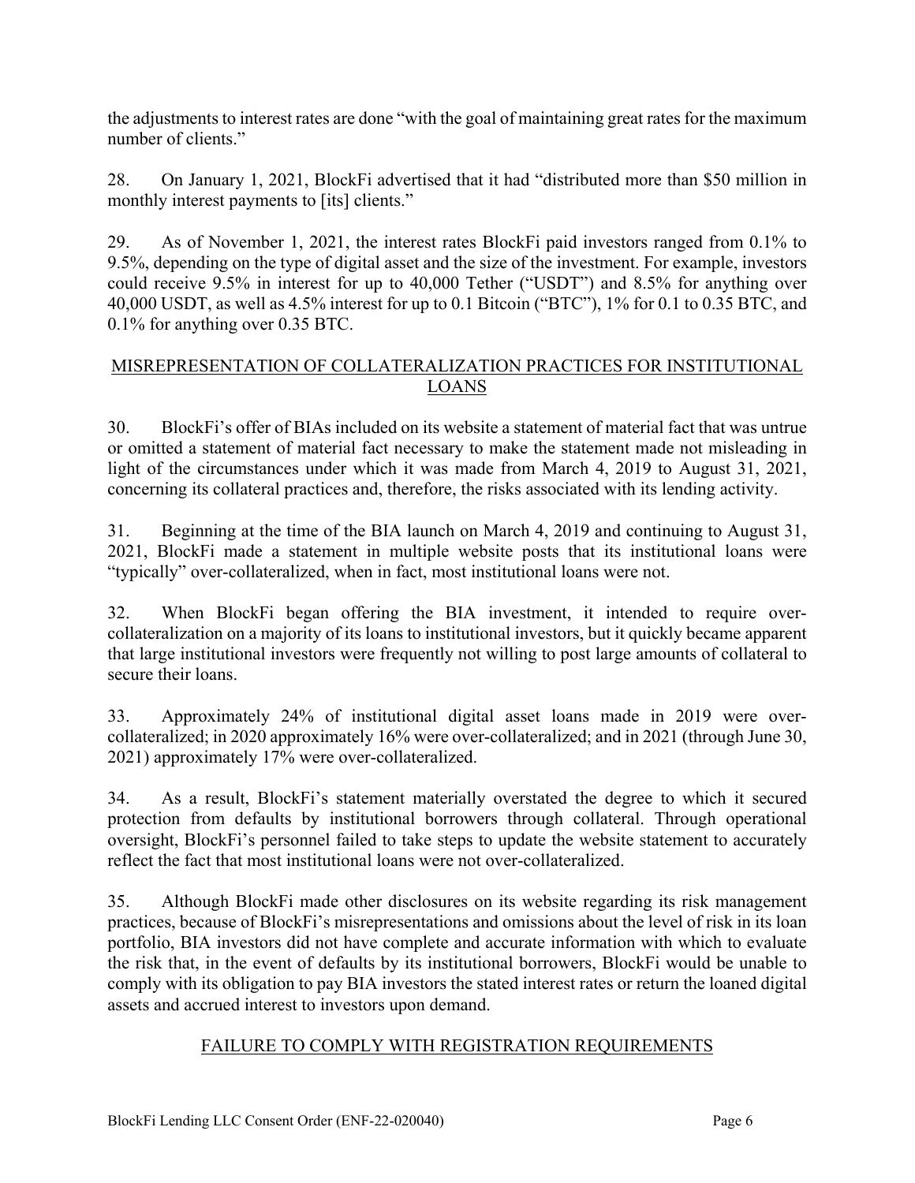the adjustments to interest rates are done "with the goal of maintaining great rates for the maximum number of clients."

28. On January 1, 2021, BlockFi advertised that it had "distributed more than $50 million in monthly interest payments to [its] clients."

29. As of November 1, 2021, the interest rates BlockFi paid investors ranged from 0.1% to 9.5%, depending on the type of digital asset and the size of the investment. For example, investors could receive 9.5% in interest for up to 40,000 Tether ("USDT") and 8.5% for anything over 40,000 USDT, as well as 4.5% interest for up to 0.1 Bitcoin ("BTC"), 1% for 0.1 to 0.35 BTC, and 0.1% for anything over 0.35 BTC.

## MISREPRESENTATION OF COLLATERALIZATION PRACTICES FOR INSTITUTIONAL LOANS

30. BlockFi's offer of BIAs included on its website a statement of material fact that was untrue or omitted a statement of material fact necessary to make the statement made not misleading in light of the circumstances under which it was made from March 4, 2019 to August 31, 2021, concerning its collateral practices and, therefore, the risks associated with its lending activity.

31. Beginning at the time of the BIA launch on March 4, 2019 and continuing to August 31, 2021, BlockFi made a statement in multiple website posts that its institutional loans were "typically" over-collateralized, when in fact, most institutional loans were not.

32. When BlockFi began offering the BIA investment, it intended to require over-collateralization on a majority of its loans to institutional investors, but it quickly became apparent that large institutional investors were frequently not willing to post large amounts of collateral to secure their loans.

33. Approximately 24% of institutional digital asset loans made in 2019 were over-collateralized; in 2020 approximately 16% were over-collateralized; and in 2021 (through June 30, 2021) approximately 17% were over-collateralized.

34. As a result, BlockFi's statement materially overstated the degree to which it secured protection from defaults by institutional borrowers through collateral. Through operational oversight, BlockFi's personnel failed to take steps to update the website statement to accurately reflect the fact that most institutional loans were not over-collateralized.

35. Although BlockFi made other disclosures on its website regarding its risk management practices, because of BlockFi's misrepresentations and omissions about the level of risk in its loan portfolio, BIA investors did not have complete and accurate information with which to evaluate the risk that, in the event of defaults by its institutional borrowers, BlockFi would be unable to comply with its obligation to pay BIA investors the stated interest rates or return the loaned digital assets and accrued interest to investors upon demand.

## FAILURE TO COMPLY WITH REGISTRATION REQUIREMENTS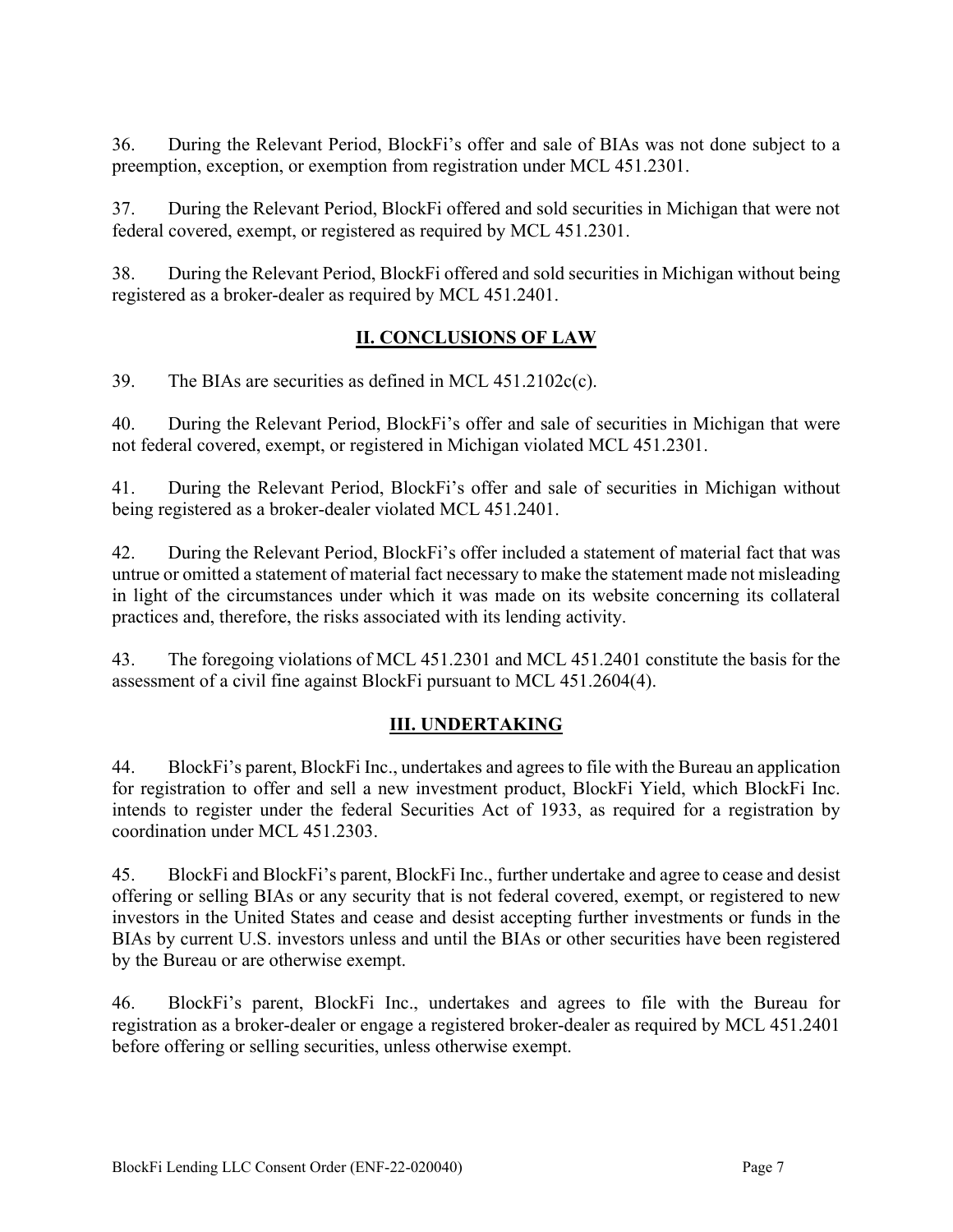36. During the Relevant Period, BlockFi's offer and sale of BIAs was not done subject to a preemption, exception, or exemption from registration under MCL 451.2301.

37. During the Relevant Period, BlockFi offered and sold securities in Michigan that were not federal covered, exempt, or registered as required by MCL 451.2301.

38. During the Relevant Period, BlockFi offered and sold securities in Michigan without being registered as a broker-dealer as required by MCL 451.2401.

## II. CONCLUSIONS OF LAW

39. The BIAs are securities as defined in MCL 451.2102c(c).

40. During the Relevant Period, BlockFi's offer and sale of securities in Michigan that were not federal covered, exempt, or registered in Michigan violated MCL 451.2301.

41. During the Relevant Period, BlockFi's offer and sale of securities in Michigan without being registered as a broker-dealer violated MCL 451.2401.

42. During the Relevant Period, BlockFi's offer included a statement of material fact that was untrue or omitted a statement of material fact necessary to make the statement made not misleading in light of the circumstances under which it was made on its website concerning its collateral practices and, therefore, the risks associated with its lending activity.

43. The foregoing violations of MCL 451.2301 and MCL 451.2401 constitute the basis for the assessment of a civil fine against BlockFi pursuant to MCL 451.2604(4).

## III. UNDERTAKING

44. BlockFi's parent, BlockFi Inc., undertakes and agrees to file with the Bureau an application for registration to offer and sell a new investment product, BlockFi Yield, which BlockFi Inc. intends to register under the federal Securities Act of 1933, as required for a registration by coordination under MCL 451.2303.

45. BlockFi and BlockFi's parent, BlockFi Inc., further undertake and agree to cease and desist offering or selling BIAs or any security that is not federal covered, exempt, or registered to new investors in the United States and cease and desist accepting further investments or funds in the BIAs by current U.S. investors unless and until the BIAs or other securities have been registered by the Bureau or are otherwise exempt.

46. BlockFi's parent, BlockFi Inc., undertakes and agrees to file with the Bureau for registration as a broker-dealer or engage a registered broker-dealer as required by MCL 451.2401 before offering or selling securities, unless otherwise exempt.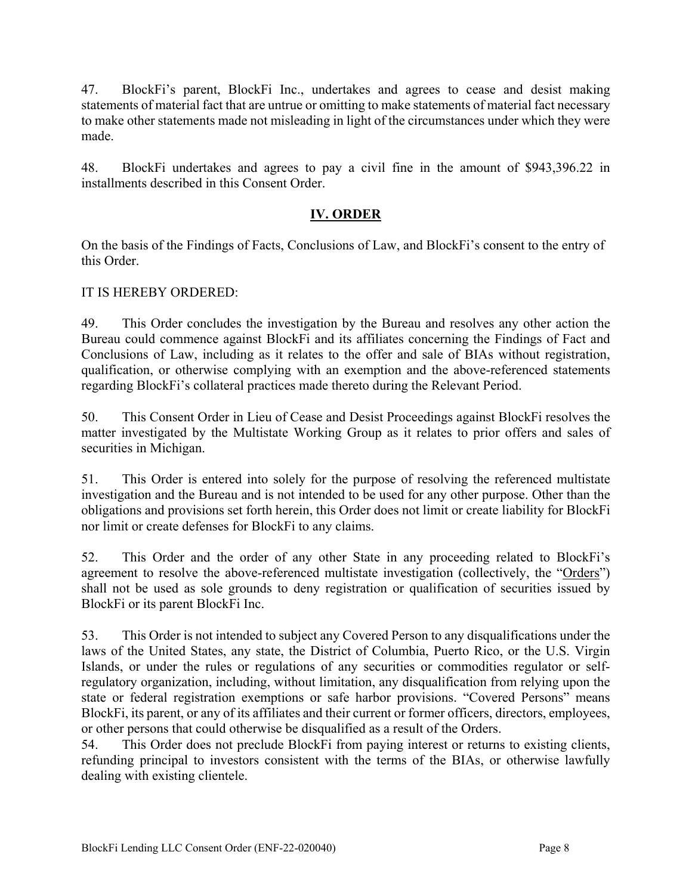47. BlockFi's parent, BlockFi Inc., undertakes and agrees to cease and desist making statements of material fact that are untrue or omitting to make statements of material fact necessary to make other statements made not misleading in light of the circumstances under which they were made.

48. BlockFi undertakes and agrees to pay a civil fine in the amount of $943,396.22 in installments described in this Consent Order.

## IV. ORDER

On the basis of the Findings of Facts, Conclusions of Law, and BlockFi's consent to the entry of this Order.

IT IS HEREBY ORDERED:

49. This Order concludes the investigation by the Bureau and resolves any other action the Bureau could commence against BlockFi and its affiliates concerning the Findings of Fact and Conclusions of Law, including as it relates to the offer and sale of BIAs without registration, qualification, or otherwise complying with an exemption and the above-referenced statements regarding BlockFi's collateral practices made thereto during the Relevant Period.

50. This Consent Order in Lieu of Cease and Desist Proceedings against BlockFi resolves the matter investigated by the Multistate Working Group as it relates to prior offers and sales of securities in Michigan.

51. This Order is entered into solely for the purpose of resolving the referenced multistate investigation and the Bureau and is not intended to be used for any other purpose. Other than the obligations and provisions set forth herein, this Order does not limit or create liability for BlockFi nor limit or create defenses for BlockFi to any claims.

52. This Order and the order of any other State in any proceeding related to BlockFi's agreement to resolve the above-referenced multistate investigation (collectively, the "Orders") shall not be used as sole grounds to deny registration or qualification of securities issued by BlockFi or its parent BlockFi Inc.

53. This Order is not intended to subject any Covered Person to any disqualifications under the laws of the United States, any state, the District of Columbia, Puerto Rico, or the U.S. Virgin Islands, or under the rules or regulations of any securities or commodities regulator or self-regulatory organization, including, without limitation, any disqualification from relying upon the state or federal registration exemptions or safe harbor provisions. "Covered Persons" means BlockFi, its parent, or any of its affiliates and their current or former officers, directors, employees, or other persons that could otherwise be disqualified as a result of the Orders.

54. This Order does not preclude BlockFi from paying interest or returns to existing clients, refunding principal to investors consistent with the terms of the BIAs, or otherwise lawfully dealing with existing clientele.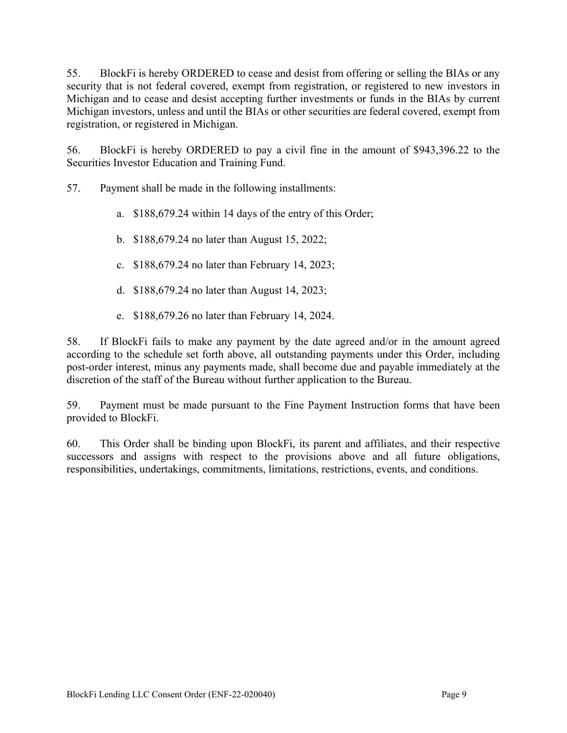55. BlockFi is hereby ORDERED to cease and desist from offering or selling the BIAs or any security that is not federal covered, exempt from registration, or registered to new investors in Michigan and to cease and desist accepting further investments or funds in the BIAs by current Michigan investors, unless and until the BIAs or other securities are federal covered, exempt from registration, or registered in Michigan.

56. BlockFi is hereby ORDERED to pay a civil fine in the amount of $943,396.22 to the Securities Investor Education and Training Fund.

57. Payment shall be made in the following installments:

a. $188,679.24 within 14 days of the entry of this Order;

b. $188,679.24 no later than August 15, 2022;

c. $188,679.24 no later than February 14, 2023;

d. $188,679.24 no later than August 14, 2023;

e. $188,679.26 no later than February 14, 2024.

58. If BlockFi fails to make any payment by the date agreed and/or in the amount agreed according to the schedule set forth above, all outstanding payments under this Order, including post-order interest, minus any payments made, shall become due and payable immediately at the discretion of the staff of the Bureau without further application to the Bureau.

59. Payment must be made pursuant to the Fine Payment Instruction forms that have been provided to BlockFi.

60. This Order shall be binding upon BlockFi, its parent and affiliates, and their respective successors and assigns with respect to the provisions above and all future obligations, responsibilities, undertakings, commitments, limitations, restrictions, events, and conditions.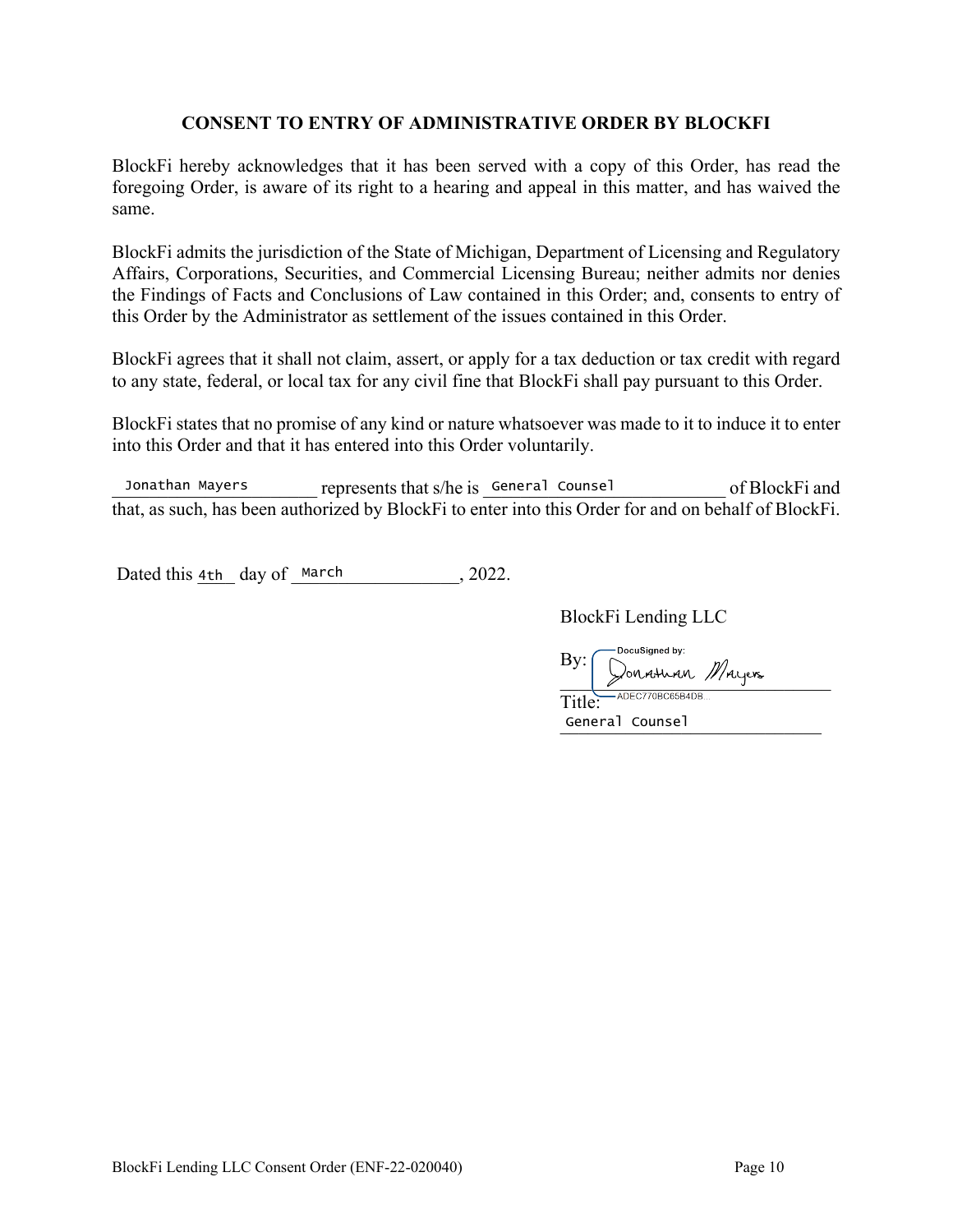## CONSENT TO ENTRY OF ADMINISTRATIVE ORDER BY BLOCKFI

BlockFi hereby acknowledges that it has been served with a copy of this Order, has read the foregoing Order, is aware of its right to a hearing and appeal in this matter, and has waived the same.

BlockFi admits the jurisdiction of the State of Michigan, Department of Licensing and Regulatory Affairs, Corporations, Securities, and Commercial Licensing Bureau; neither admits nor denies the Findings of Facts and Conclusions of Law contained in this Order; and, consents to entry of this Order by the Administrator as settlement of the issues contained in this Order.

BlockFi agrees that it shall not claim, assert, or apply for a tax deduction or tax credit with regard to any state, federal, or local tax for any civil fine that BlockFi shall pay pursuant to this Order.

BlockFi states that no promise of any kind or nature whatsoever was made to it to induce it to enter into this Order and that it has entered into this Order voluntarily.

Jonathan Mayers represents that s/he is General Counsel of BlockFi and that, as such, has been authorized by BlockFi to enter into this Order for and on behalf of BlockFi.

Dated this 4th day of March, 2022.

BlockFi Lending LLC

By: DocuSigned by: Jonathan Mayers
ADEC770BC65B4DB...

Title: General Counsel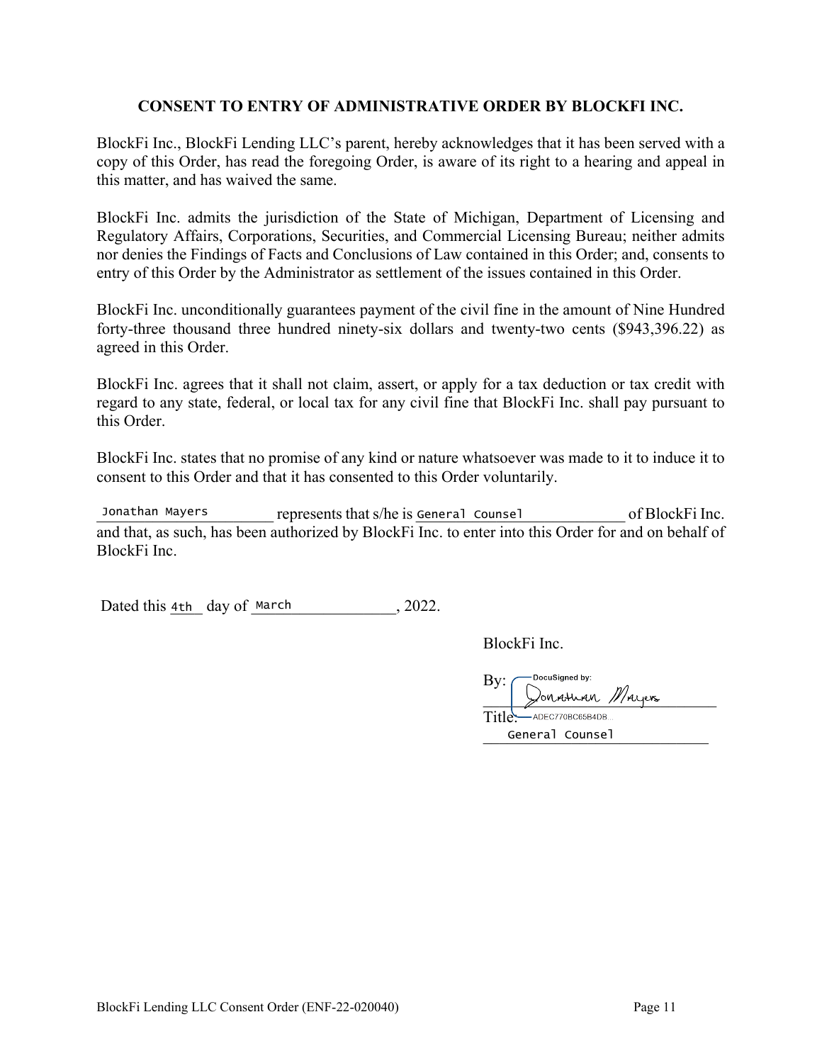## CONSENT TO ENTRY OF ADMINISTRATIVE ORDER BY BLOCKFI INC.

BlockFi Inc., BlockFi Lending LLC's parent, hereby acknowledges that it has been served with a copy of this Order, has read the foregoing Order, is aware of its right to a hearing and appeal in this matter, and has waived the same.

BlockFi Inc. admits the jurisdiction of the State of Michigan, Department of Licensing and Regulatory Affairs, Corporations, Securities, and Commercial Licensing Bureau; neither admits nor denies the Findings of Facts and Conclusions of Law contained in this Order; and, consents to entry of this Order by the Administrator as settlement of the issues contained in this Order.

BlockFi Inc. unconditionally guarantees payment of the civil fine in the amount of Nine Hundred forty-three thousand three hundred ninety-six dollars and twenty-two cents ($943,396.22) as agreed in this Order.

BlockFi Inc. agrees that it shall not claim, assert, or apply for a tax deduction or tax credit with regard to any state, federal, or local tax for any civil fine that BlockFi Inc. shall pay pursuant to this Order.

BlockFi Inc. states that no promise of any kind or nature whatsoever was made to it to induce it to consent to this Order and that it has consented to this Order voluntarily.

Jonathan Mayers represents that s/he is General Counsel of BlockFi Inc. and that, as such, has been authorized by BlockFi Inc. to enter into this Order for and on behalf of BlockFi Inc.

Dated this 4th day of March, 2022.

BlockFi Inc.

By: DocuSigned by: Jonathan Mayers
ADEC770BC65B4DB...

Title: General Counsel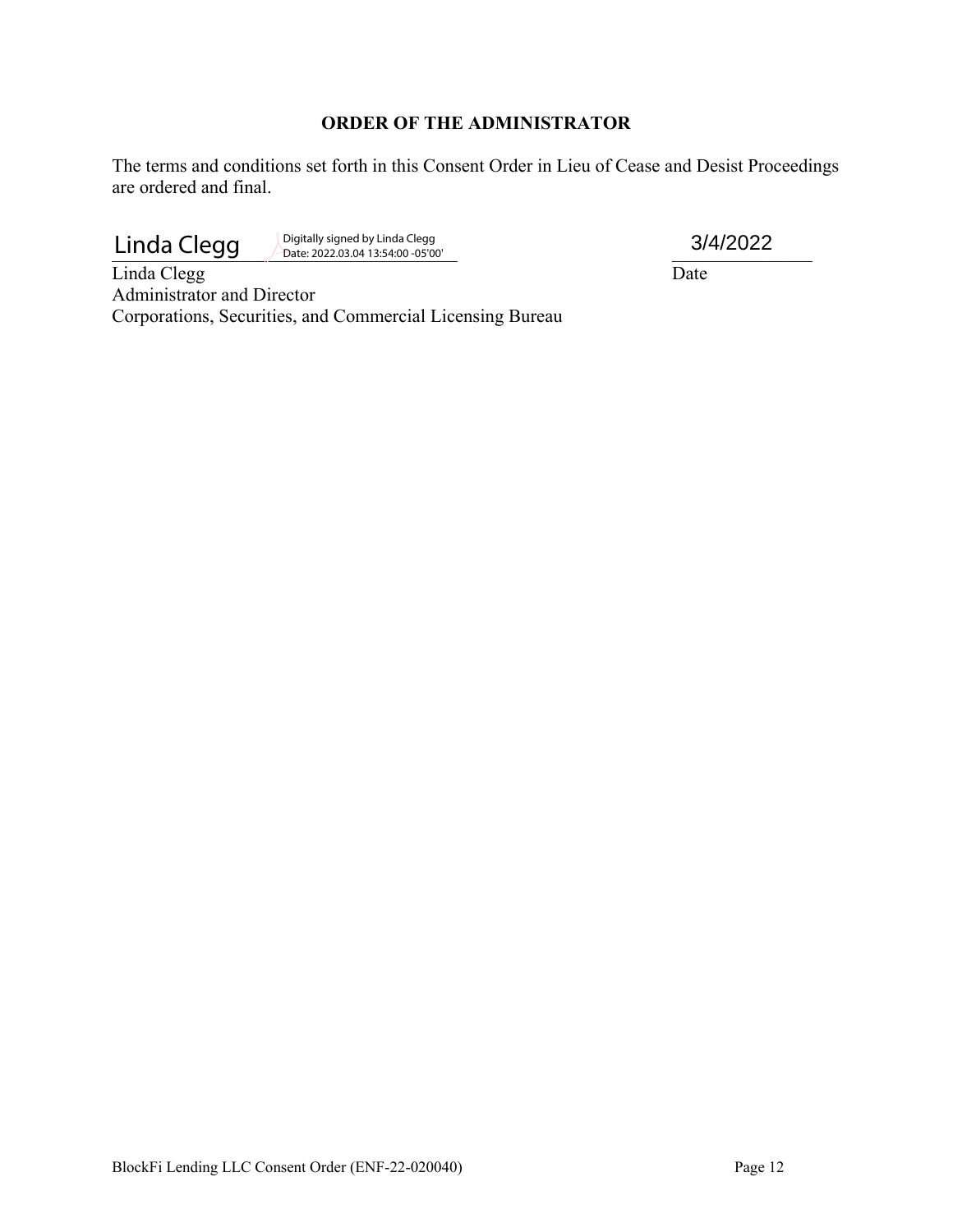**ORDER OF THE ADMINISTRATOR**

The terms and conditions set forth in this Consent Order in Lieu of Cease and Desist Proceedings are ordered and final.

Linda Clegg    Digitally signed by Linda Clegg
Date: 2022.03.04 13:54:00 -05'00'

3/4/2022

Linda Clegg
Administrator and Director
Corporations, Securities, and Commercial Licensing Bureau

Date